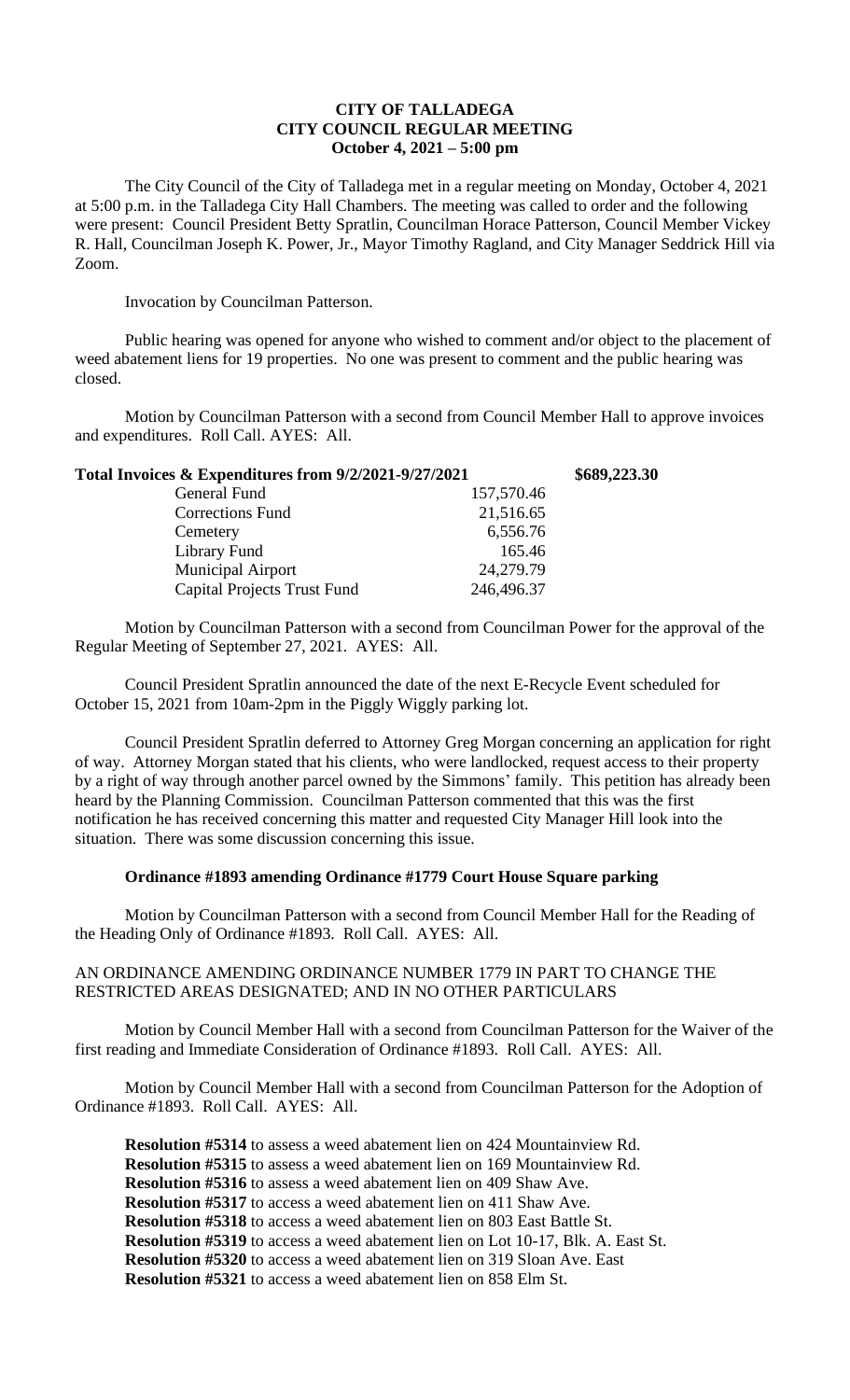# CITY OF TALLADEGA
## CITY COUNCIL REGULAR MEETING
### October 4, 2021 – 5:00 pm

The City Council of the City of Talladega met in a regular meeting on Monday, October 4, 2021 at 5:00 p.m. in the Talladega City Hall Chambers. The meeting was called to order and the following were present: Council President Betty Spratlin, Councilman Horace Patterson, Council Member Vickey R. Hall, Councilman Joseph K. Power, Jr., Mayor Timothy Ragland, and City Manager Seddrick Hill via Zoom.

Invocation by Councilman Patterson.

Public hearing was opened for anyone who wished to comment and/or object to the placement of weed abatement liens for 19 properties. No one was present to comment and the public hearing was closed.

Motion by Councilman Patterson with a second from Council Member Hall to approve invoices and expenditures. Roll Call. AYES: All.

| Total Invoices & Expenditures from 9/2/2021-9/27/2021 | | $689,223.30 |
|---|---|---|
| General Fund | 157,570.46 | |
| Corrections Fund | 21,516.65 | |
| Cemetery | 6,556.76 | |
| Library Fund | 165.46 | |
| Municipal Airport | 24,279.79 | |
| Capital Projects Trust Fund | 246,496.37 | |

Motion by Councilman Patterson with a second from Councilman Power for the approval of the Regular Meeting of September 27, 2021. AYES: All.

Council President Spratlin announced the date of the next E-Recycle Event scheduled for October 15, 2021 from 10am-2pm in the Piggly Wiggly parking lot.

Council President Spratlin deferred to Attorney Greg Morgan concerning an application for right of way. Attorney Morgan stated that his clients, who were landlocked, request access to their property by a right of way through another parcel owned by the Simmons' family. This petition has already been heard by the Planning Commission. Councilman Patterson commented that this was the first notification he has received concerning this matter and requested City Manager Hill look into the situation. There was some discussion concerning this issue.

**Ordinance #1893 amending Ordinance #1779 Court House Square parking**

Motion by Councilman Patterson with a second from Council Member Hall for the Reading of the Heading Only of Ordinance #1893. Roll Call. AYES: All.

AN ORDINANCE AMENDING ORDINANCE NUMBER 1779 IN PART TO CHANGE THE RESTRICTED AREAS DESIGNATED; AND IN NO OTHER PARTICULARS

Motion by Council Member Hall with a second from Councilman Patterson for the Waiver of the first reading and Immediate Consideration of Ordinance #1893. Roll Call. AYES: All.

Motion by Council Member Hall with a second from Councilman Patterson for the Adoption of Ordinance #1893. Roll Call. AYES: All.

**Resolution #5314** to assess a weed abatement lien on 424 Mountainview Rd.
**Resolution #5315** to assess a weed abatement lien on 169 Mountainview Rd.
**Resolution #5316** to assess a weed abatement lien on 409 Shaw Ave.
**Resolution #5317** to access a weed abatement lien on 411 Shaw Ave.
**Resolution #5318** to access a weed abatement lien on 803 East Battle St.
**Resolution #5319** to access a weed abatement lien on Lot 10-17, Blk. A. East St.
**Resolution #5320** to access a weed abatement lien on 319 Sloan Ave. East
**Resolution #5321** to access a weed abatement lien on 858 Elm St.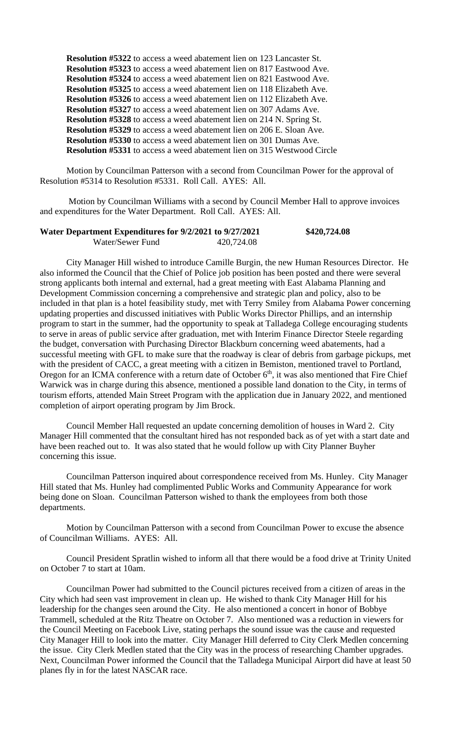**Resolution #5322** to access a weed abatement lien on 123 Lancaster St.
**Resolution #5323** to access a weed abatement lien on 817 Eastwood Ave.
**Resolution #5324** to access a weed abatement lien on 821 Eastwood Ave.
**Resolution #5325** to access a weed abatement lien on 118 Elizabeth Ave.
**Resolution #5326** to access a weed abatement lien on 112 Elizabeth Ave.
**Resolution #5327** to access a weed abatement lien on 307 Adams Ave.
**Resolution #5328** to access a weed abatement lien on 214 N. Spring St.
**Resolution #5329** to access a weed abatement lien on 206 E. Sloan Ave.
**Resolution #5330** to access a weed abatement lien on 301 Dumas Ave.
**Resolution #5331** to access a weed abatement lien on 315 Westwood Circle

Motion by Councilman Patterson with a second from Councilman Power for the approval of Resolution #5314 to Resolution #5331. Roll Call. AYES: All.

Motion by Councilman Williams with a second by Council Member Hall to approve invoices and expenditures for the Water Department. Roll Call. AYES: All.

**Water Department Expenditures for 9/2/2021 to 9/27/2021 $420,724.08**
Water/Sewer Fund 420,724.08

City Manager Hill wished to introduce Camille Burgin, the new Human Resources Director. He also informed the Council that the Chief of Police job position has been posted and there were several strong applicants both internal and external, had a great meeting with East Alabama Planning and Development Commission concerning a comprehensive and strategic plan and policy, also to be included in that plan is a hotel feasibility study, met with Terry Smiley from Alabama Power concerning updating properties and discussed initiatives with Public Works Director Phillips, and an internship program to start in the summer, had the opportunity to speak at Talladega College encouraging students to serve in areas of public service after graduation, met with Interim Finance Director Steele regarding the budget, conversation with Purchasing Director Blackburn concerning weed abatements, had a successful meeting with GFL to make sure that the roadway is clear of debris from garbage pickups, met with the president of CACC, a great meeting with a citizen in Bemiston, mentioned travel to Portland, Oregon for an ICMA conference with a return date of October 6th, it was also mentioned that Fire Chief Warwick was in charge during this absence, mentioned a possible land donation to the City, in terms of tourism efforts, attended Main Street Program with the application due in January 2022, and mentioned completion of airport operating program by Jim Brock.

Council Member Hall requested an update concerning demolition of houses in Ward 2. City Manager Hill commented that the consultant hired has not responded back as of yet with a start date and have been reached out to. It was also stated that he would follow up with City Planner Buyher concerning this issue.

Councilman Patterson inquired about correspondence received from Ms. Hunley. City Manager Hill stated that Ms. Hunley had complimented Public Works and Community Appearance for work being done on Sloan. Councilman Patterson wished to thank the employees from both those departments.

Motion by Councilman Patterson with a second from Councilman Power to excuse the absence of Councilman Williams. AYES: All.

Council President Spratlin wished to inform all that there would be a food drive at Trinity United on October 7 to start at 10am.

Councilman Power had submitted to the Council pictures received from a citizen of areas in the City which had seen vast improvement in clean up. He wished to thank City Manager Hill for his leadership for the changes seen around the City. He also mentioned a concert in honor of Bobbye Trammell, scheduled at the Ritz Theatre on October 7. Also mentioned was a reduction in viewers for the Council Meeting on Facebook Live, stating perhaps the sound issue was the cause and requested City Manager Hill to look into the matter. City Manager Hill deferred to City Clerk Medlen concerning the issue. City Clerk Medlen stated that the City was in the process of researching Chamber upgrades. Next, Councilman Power informed the Council that the Talladega Municipal Airport did have at least 50 planes fly in for the latest NASCAR race.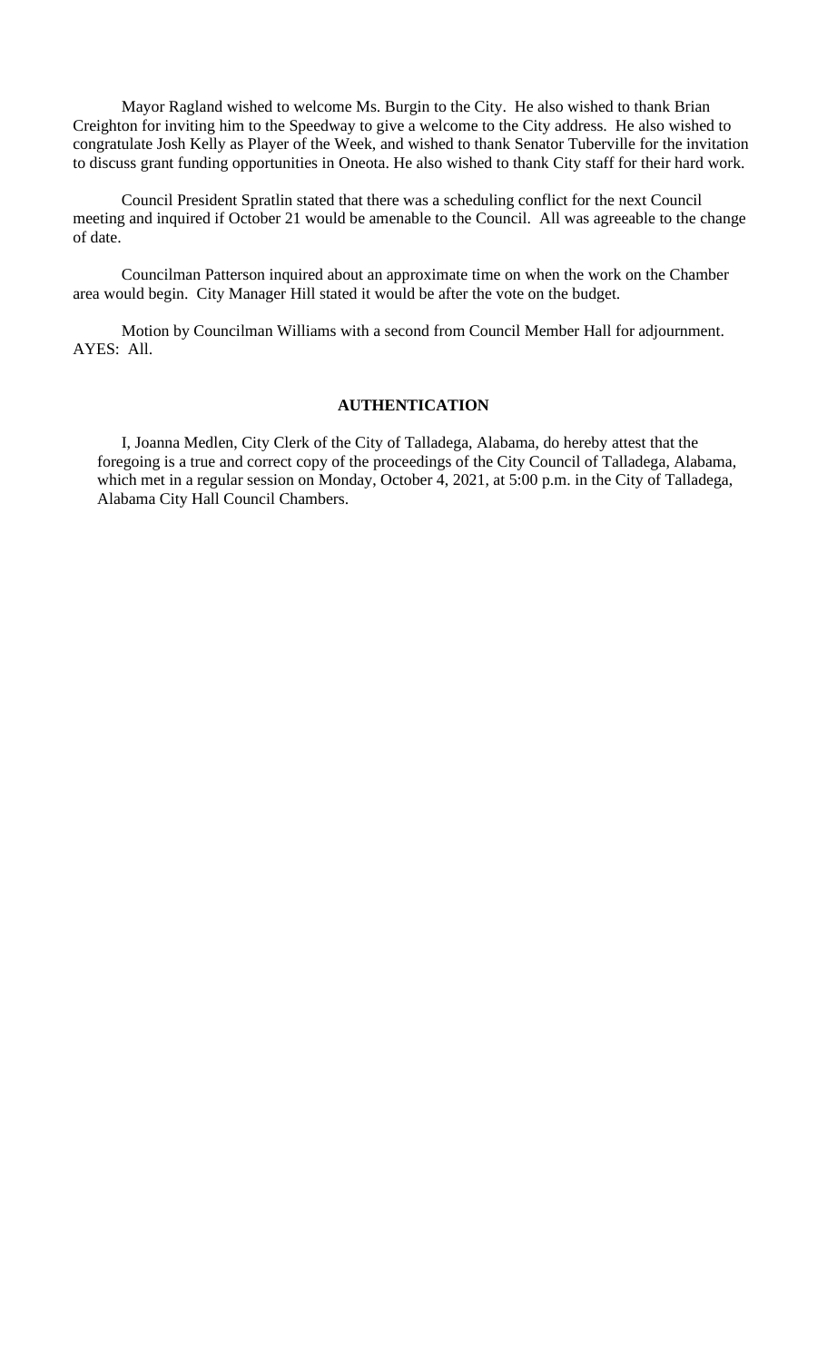Mayor Ragland wished to welcome Ms. Burgin to the City. He also wished to thank Brian Creighton for inviting him to the Speedway to give a welcome to the City address. He also wished to congratulate Josh Kelly as Player of the Week, and wished to thank Senator Tuberville for the invitation to discuss grant funding opportunities in Oneota. He also wished to thank City staff for their hard work.

Council President Spratlin stated that there was a scheduling conflict for the next Council meeting and inquired if October 21 would be amenable to the Council. All was agreeable to the change of date.

Councilman Patterson inquired about an approximate time on when the work on the Chamber area would begin. City Manager Hill stated it would be after the vote on the budget.

Motion by Councilman Williams with a second from Council Member Hall for adjournment. AYES: All.

## AUTHENTICATION

I, Joanna Medlen, City Clerk of the City of Talladega, Alabama, do hereby attest that the foregoing is a true and correct copy of the proceedings of the City Council of Talladega, Alabama, which met in a regular session on Monday, October 4, 2021, at 5:00 p.m. in the City of Talladega, Alabama City Hall Council Chambers.